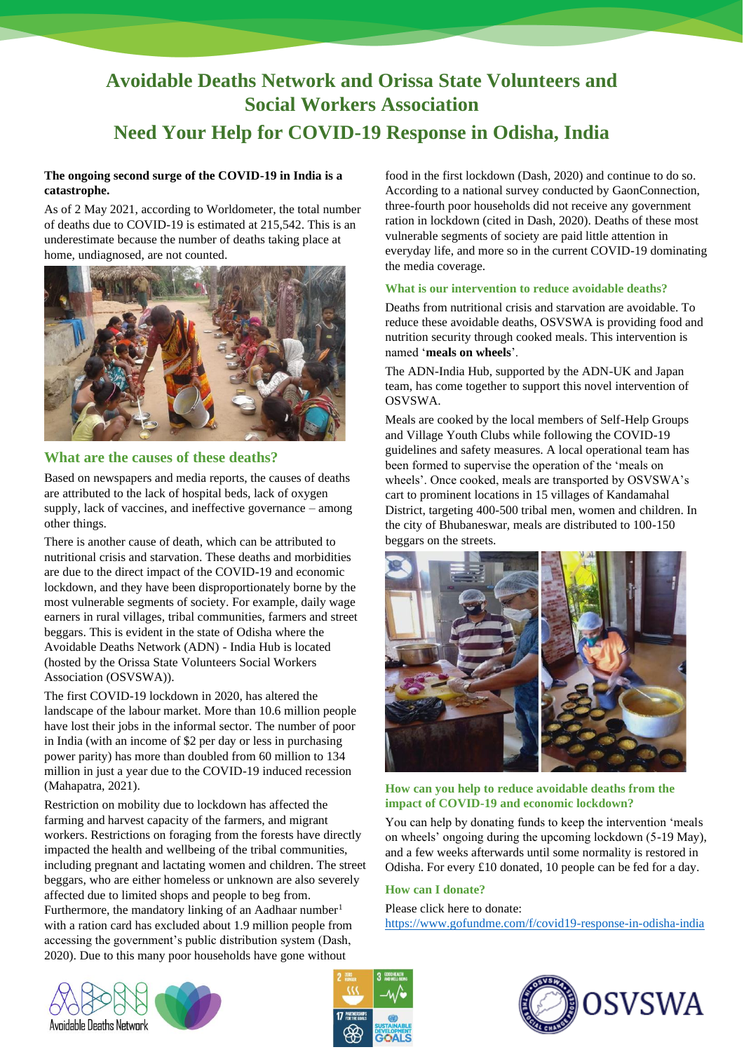# Avoidable Deaths Network and Orissa State Volunteers and Social Workers Association

# Need Your Help for COVID-19 Response in Odisha, India

**The ongoing second surge of the COVID-19 in India is a catastrophe.**

As of 2 May 2021, according to Worldometer, the total number of deaths due to COVID-19 is estimated at 215,542. This is an underestimate because the number of deaths taking place at home, undiagnosed, are not counted.

## What are the causes of these deaths?

Based on newspapers and media reports, the causes of deaths are attributed to the lack of hospital beds, lack of oxygen supply, lack of vaccines, and ineffective governance – among other things.

There is another cause of death, which can be attributed to nutritional crisis and starvation. These deaths and morbidities are due to the direct impact of the COVID-19 and economic lockdown, and they have been disproportionately borne by the most vulnerable segments of society. For example, daily wage earners in rural villages, tribal communities, farmers and street beggars. This is evident in the state of Odisha where the Avoidable Deaths Network (ADN) - India Hub is located (hosted by the Orissa State Volunteers Social Workers Association (OSVSWA)).

The first COVID-19 lockdown in 2020, has altered the landscape of the labour market. More than 10.6 million people have lost their jobs in the informal sector. The number of poor in India (with an income of $2 per day or less in purchasing power parity) has more than doubled from 60 million to 134 million in just a year due to the COVID-19 induced recession (Mahapatra, 2021).

Restriction on mobility due to lockdown has affected the farming and harvest capacity of the farmers, and migrant workers. Restrictions on foraging from the forests have directly impacted the health and wellbeing of the tribal communities, including pregnant and lactating women and children. The street beggars, who are either homeless or unknown are also severely affected due to limited shops and people to beg from. Furthermore, the mandatory linking of an Aadhaar number[1] with a ration card has excluded about 1.9 million people from accessing the government's public distribution system (Dash, 2020). Due to this many poor households have gone without food in the first lockdown (Dash, 2020) and continue to do so. According to a national survey conducted by GaonConnection, three-fourth poor households did not receive any government ration in lockdown (cited in Dash, 2020). Deaths of these most vulnerable segments of society are paid little attention in everyday life, and more so in the current COVID-19 dominating the media coverage.

### What is our intervention to reduce avoidable deaths?

Deaths from nutritional crisis and starvation are avoidable. To reduce these avoidable deaths, OSVSWA is providing food and nutrition security through cooked meals. This intervention is named '**meals on wheels**'.

The ADN-India Hub, supported by the ADN-UK and Japan team, has come together to support this novel intervention of OSVSWA.

Meals are cooked by the local members of Self-Help Groups and Village Youth Clubs while following the COVID-19 guidelines and safety measures. A local operational team has been formed to supervise the operation of the 'meals on wheels'. Once cooked, meals are transported by OSVSWA's cart to prominent locations in 15 villages of Kandamahal District, targeting 400-500 tribal men, women and children. In the city of Bhubaneswar, meals are distributed to 100-150 beggars on the streets.

### How can you help to reduce avoidable deaths from the impact of COVID-19 and economic lockdown?

You can help by donating funds to keep the intervention 'meals on wheels' ongoing during the upcoming lockdown (5-19 May), and a few weeks afterwards until some normality is restored in Odisha. For every £10 donated, 10 people can be fed for a day.

### How can I donate?

Please click here to donate:
https://www.gofundme.com/f/covid19-response-in-odisha-india

Avoidable Deaths Network

OSVSWA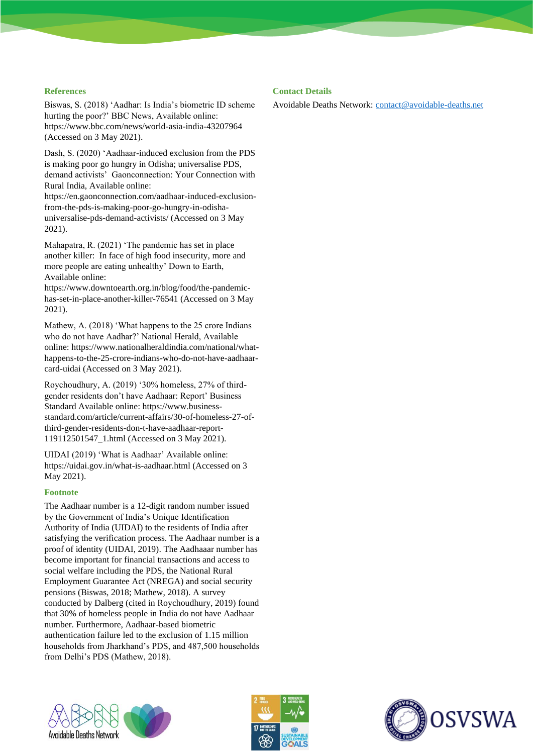## References

Biswas, S. (2018) 'Aadhar: Is India's biometric ID scheme hurting the poor?' BBC News, Available online: https://www.bbc.com/news/world-asia-india-43207964 (Accessed on 3 May 2021).

Dash, S. (2020) 'Aadhaar-induced exclusion from the PDS is making poor go hungry in Odisha; universalise PDS, demand activists' Gaonconnection: Your Connection with Rural India, Available online: https://en.gaonconnection.com/aadhaar-induced-exclusion-from-the-pds-is-making-poor-go-hungry-in-odisha-universalise-pds-demand-activists/ (Accessed on 3 May 2021).

Mahapatra, R. (2021) 'The pandemic has set in place another killer: In face of high food insecurity, more and more people are eating unhealthy' Down to Earth, Available online: https://www.downtoearth.org.in/blog/food/the-pandemic-has-set-in-place-another-killer-76541 (Accessed on 3 May 2021).

Mathew, A. (2018) 'What happens to the 25 crore Indians who do not have Aadhar?' National Herald, Available online: https://www.nationalheraldindia.com/national/what-happens-to-the-25-crore-indians-who-do-not-have-aadhaar-card-uidai (Accessed on 3 May 2021).

Roychoudhury, A. (2019) '30% homeless, 27% of third-gender residents don't have Aadhaar: Report' Business Standard Available online: https://www.business-standard.com/article/current-affairs/30-of-homeless-27-of-third-gender-residents-don-t-have-aadhaar-report-119112501547_1.html (Accessed on 3 May 2021).

UIDAI (2019) 'What is Aadhaar' Available online: https://uidai.gov.in/what-is-aadhaar.html (Accessed on 3 May 2021).

## Footnote

The Aadhaar number is a 12-digit random number issued by the Government of India's Unique Identification Authority of India (UIDAI) to the residents of India after satisfying the verification process. The Aadhaar number is a proof of identity (UIDAI, 2019). The Aadhaaar number has become important for financial transactions and access to social welfare including the PDS, the National Rural Employment Guarantee Act (NREGA) and social security pensions (Biswas, 2018; Mathew, 2018). A survey conducted by Dalberg (cited in Roychoudhury, 2019) found that 30% of homeless people in India do not have Aadhaar number. Furthermore, Aadhaar-based biometric authentication failure led to the exclusion of 1.15 million households from Jharkhand's PDS, and 487,500 households from Delhi's PDS (Mathew, 2018).

## Contact Details

Avoidable Deaths Network: contact@avoidable-deaths.net